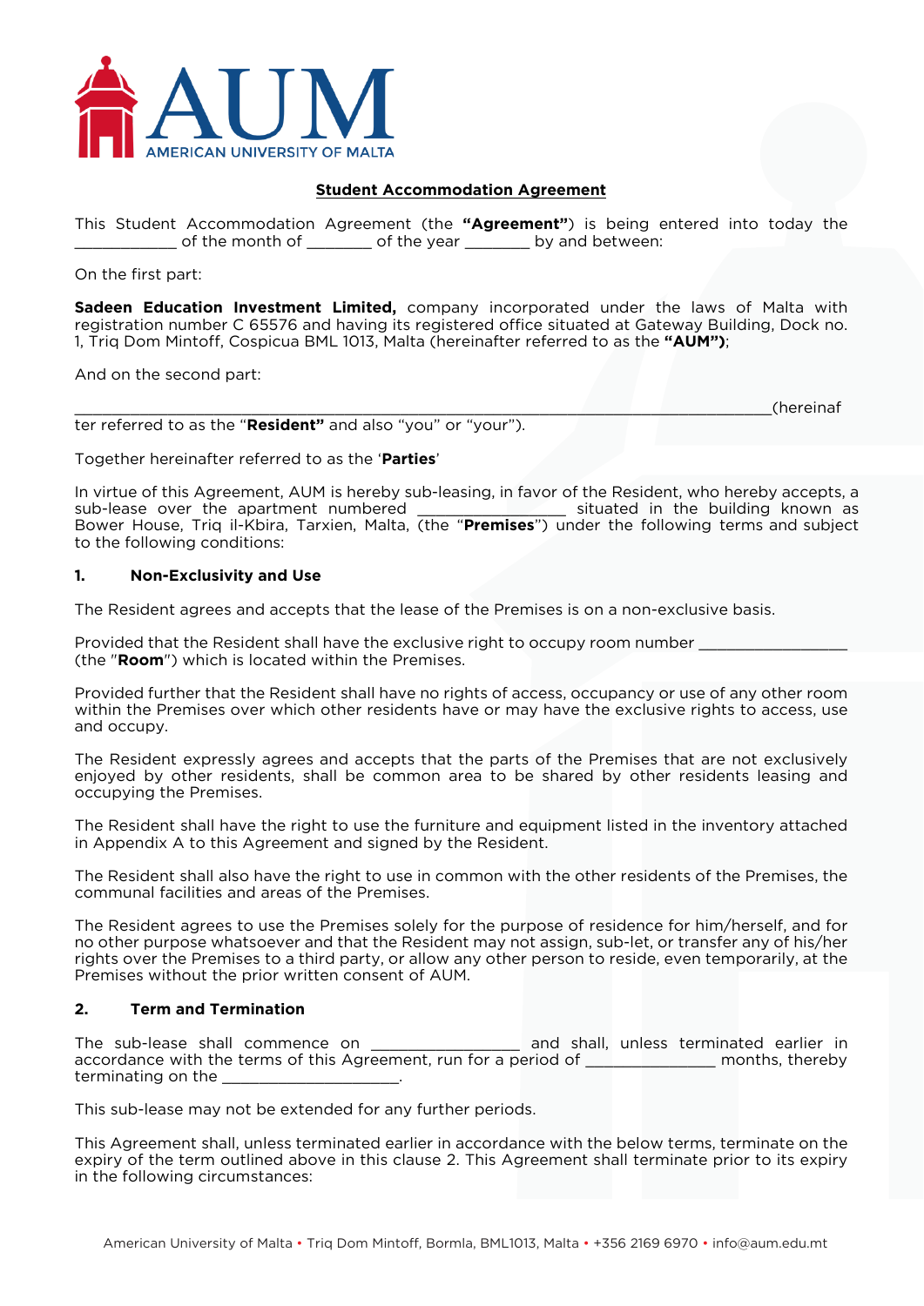AUM AMERICAN UNIVERSITY OF MALTA

**Student Accommodation Agreement**

This Student Accommodation Agreement (the **"Agreement"**) is being entered into today the ____________ of the month of ________ of the year ________ by and between:

On the first part:

**Sadeen Education Investment Limited,** company incorporated under the laws of Malta with registration number C 65576 and having its registered office situated at Gateway Building, Dock no. 1, Triq Dom Mintoff, Cospicua BML 1013, Malta (hereinafter referred to as the **"AUM")**;

And on the second part:

________________________________________________________________________________(hereinafter referred to as the "**Resident"** and also "you" or "your").

Together hereinafter referred to as the '**Parties**'

In virtue of this Agreement, AUM is hereby sub-leasing, in favor of the Resident, who hereby accepts, a sub-lease over the apartment numbered _________________ situated in the building known as Bower House, Triq il-Kbira, Tarxien, Malta, (the "**Premises**") under the following terms and subject to the following conditions:

**1. Non-Exclusivity and Use**

The Resident agrees and accepts that the lease of the Premises is on a non-exclusive basis.

Provided that the Resident shall have the exclusive right to occupy room number _________________ (the "**Room**") which is located within the Premises.

Provided further that the Resident shall have no rights of access, occupancy or use of any other room within the Premises over which other residents have or may have the exclusive rights to access, use and occupy.

The Resident expressly agrees and accepts that the parts of the Premises that are not exclusively enjoyed by other residents, shall be common area to be shared by other residents leasing and occupying the Premises.

The Resident shall have the right to use the furniture and equipment listed in the inventory attached in Appendix A to this Agreement and signed by the Resident.

The Resident shall also have the right to use in common with the other residents of the Premises, the communal facilities and areas of the Premises.

The Resident agrees to use the Premises solely for the purpose of residence for him/herself, and for no other purpose whatsoever and that the Resident may not assign, sub-let, or transfer any of his/her rights over the Premises to a third party, or allow any other person to reside, even temporarily, at the Premises without the prior written consent of AUM.

**2. Term and Termination**

The sub-lease shall commence on _________________ and shall, unless terminated earlier in accordance with the terms of this Agreement, run for a period of _______________ months, thereby terminating on the _____________________.

This sub-lease may not be extended for any further periods.

This Agreement shall, unless terminated earlier in accordance with the below terms, terminate on the expiry of the term outlined above in this clause 2. This Agreement shall terminate prior to its expiry in the following circumstances: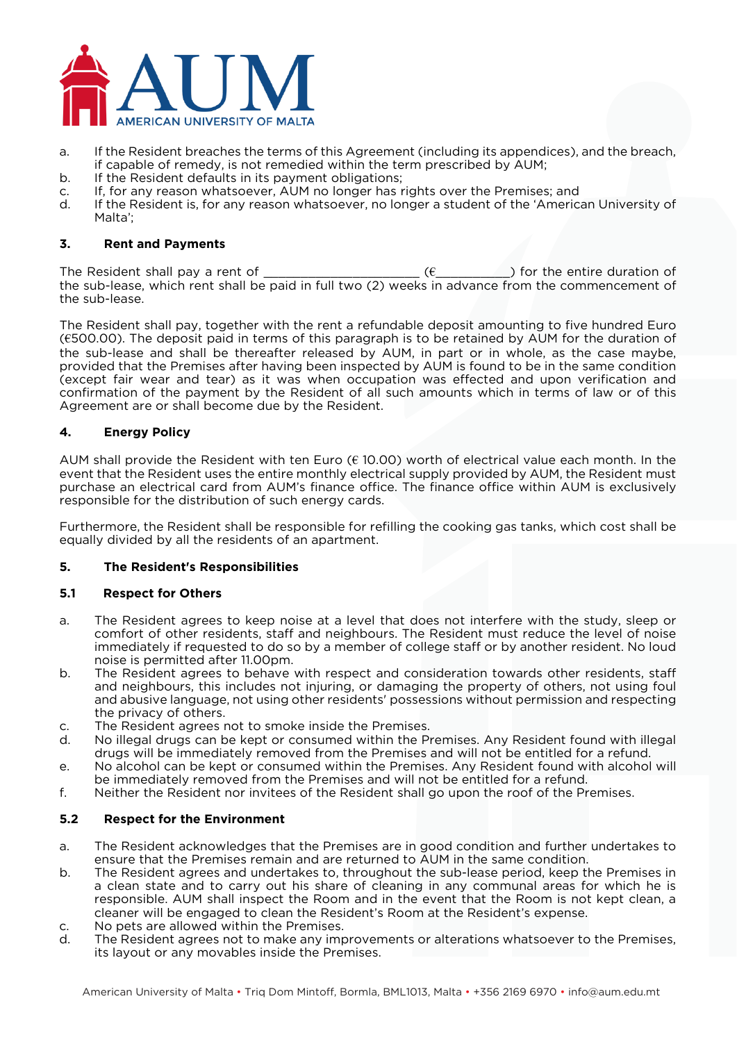a. If the Resident breaches the terms of this Agreement (including its appendices), and the breach, if capable of remedy, is not remedied within the term prescribed by AUM;
b. If the Resident defaults in its payment obligations;
c. If, for any reason whatsoever, AUM no longer has rights over the Premises; and
d. If the Resident is, for any reason whatsoever, no longer a student of the 'American University of Malta';

### 3. Rent and Payments

The Resident shall pay a rent of ______________________ (€___________) for the entire duration of the sub-lease, which rent shall be paid in full two (2) weeks in advance from the commencement of the sub-lease.

The Resident shall pay, together with the rent a refundable deposit amounting to five hundred Euro (€500.00). The deposit paid in terms of this paragraph is to be retained by AUM for the duration of the sub-lease and shall be thereafter released by AUM, in part or in whole, as the case maybe, provided that the Premises after having been inspected by AUM is found to be in the same condition (except fair wear and tear) as it was when occupation was effected and upon verification and confirmation of the payment by the Resident of all such amounts which in terms of law or of this Agreement are or shall become due by the Resident.

### 4. Energy Policy

AUM shall provide the Resident with ten Euro (€ 10.00) worth of electrical value each month. In the event that the Resident uses the entire monthly electrical supply provided by AUM, the Resident must purchase an electrical card from AUM's finance office. The finance office within AUM is exclusively responsible for the distribution of such energy cards.

Furthermore, the Resident shall be responsible for refilling the cooking gas tanks, which cost shall be equally divided by all the residents of an apartment.

### 5. The Resident's Responsibilities

#### 5.1 Respect for Others

a. The Resident agrees to keep noise at a level that does not interfere with the study, sleep or comfort of other residents, staff and neighbours. The Resident must reduce the level of noise immediately if requested to do so by a member of college staff or by another resident. No loud noise is permitted after 11.00pm.
b. The Resident agrees to behave with respect and consideration towards other residents, staff and neighbours, this includes not injuring, or damaging the property of others, not using foul and abusive language, not using other residents' possessions without permission and respecting the privacy of others.
c. The Resident agrees not to smoke inside the Premises.
d. No illegal drugs can be kept or consumed within the Premises. Any Resident found with illegal drugs will be immediately removed from the Premises and will not be entitled for a refund.
e. No alcohol can be kept or consumed within the Premises. Any Resident found with alcohol will be immediately removed from the Premises and will not be entitled for a refund.
f. Neither the Resident nor invitees of the Resident shall go upon the roof of the Premises.

#### 5.2 Respect for the Environment

a. The Resident acknowledges that the Premises are in good condition and further undertakes to ensure that the Premises remain and are returned to AUM in the same condition.
b. The Resident agrees and undertakes to, throughout the sub-lease period, keep the Premises in a clean state and to carry out his share of cleaning in any communal areas for which he is responsible. AUM shall inspect the Room and in the event that the Room is not kept clean, a cleaner will be engaged to clean the Resident's Room at the Resident's expense.
c. No pets are allowed within the Premises.
d. The Resident agrees not to make any improvements or alterations whatsoever to the Premises, its layout or any movables inside the Premises.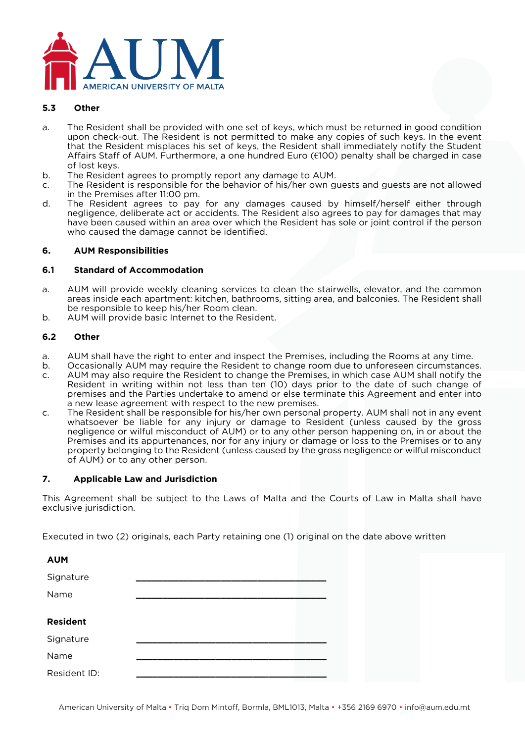**5.3 Other**

a. The Resident shall be provided with one set of keys, which must be returned in good condition upon check-out. The Resident is not permitted to make any copies of such keys. In the event that the Resident misplaces his set of keys, the Resident shall immediately notify the Student Affairs Staff of AUM. Furthermore, a one hundred Euro (€100) penalty shall be charged in case of lost keys.

b. The Resident agrees to promptly report any damage to AUM.

c. The Resident is responsible for the behavior of his/her own guests and guests are not allowed in the Premises after 11:00 pm.

d. The Resident agrees to pay for any damages caused by himself/herself either through negligence, deliberate act or accidents. The Resident also agrees to pay for damages that may have been caused within an area over which the Resident has sole or joint control if the person who caused the damage cannot be identified.

## 6. AUM Responsibilities

### 6.1 Standard of Accommodation

a. AUM will provide weekly cleaning services to clean the stairwells, elevator, and the common areas inside each apartment: kitchen, bathrooms, sitting area, and balconies. The Resident shall be responsible to keep his/her Room clean.

b. AUM will provide basic Internet to the Resident.

### 6.2 Other

a. AUM shall have the right to enter and inspect the Premises, including the Rooms at any time.

b. Occasionally AUM may require the Resident to change room due to unforeseen circumstances.

c. AUM may also require the Resident to change the Premises, in which case AUM shall notify the Resident in writing within not less than ten (10) days prior to the date of such change of premises and the Parties undertake to amend or else terminate this Agreement and enter into a new lease agreement with respect to the new premises.

c. The Resident shall be responsible for his/her own personal property. AUM shall not in any event whatsoever be liable for any injury or damage to Resident (unless caused by the gross negligence or wilful misconduct of AUM) or to any other person happening on, in or about the Premises and its appurtenances, nor for any injury or damage or loss to the Premises or to any property belonging to the Resident (unless caused by the gross negligence or wilful misconduct of AUM) or to any other person.

## 7. Applicable Law and Jurisdiction

This Agreement shall be subject to the Laws of Malta and the Courts of Law in Malta shall have exclusive jurisdiction.

Executed in two (2) originals, each Party retaining one (1) original on the date above written

**AUM**

Signature ______________________________

Name ______________________________

**Resident**

Signature ______________________________

Name ______________________________

Resident ID: ______________________________

American University of Malta • Triq Dom Mintoff, Bormla, BML1013, Malta • +356 2169 6970 • info@aum.edu.mt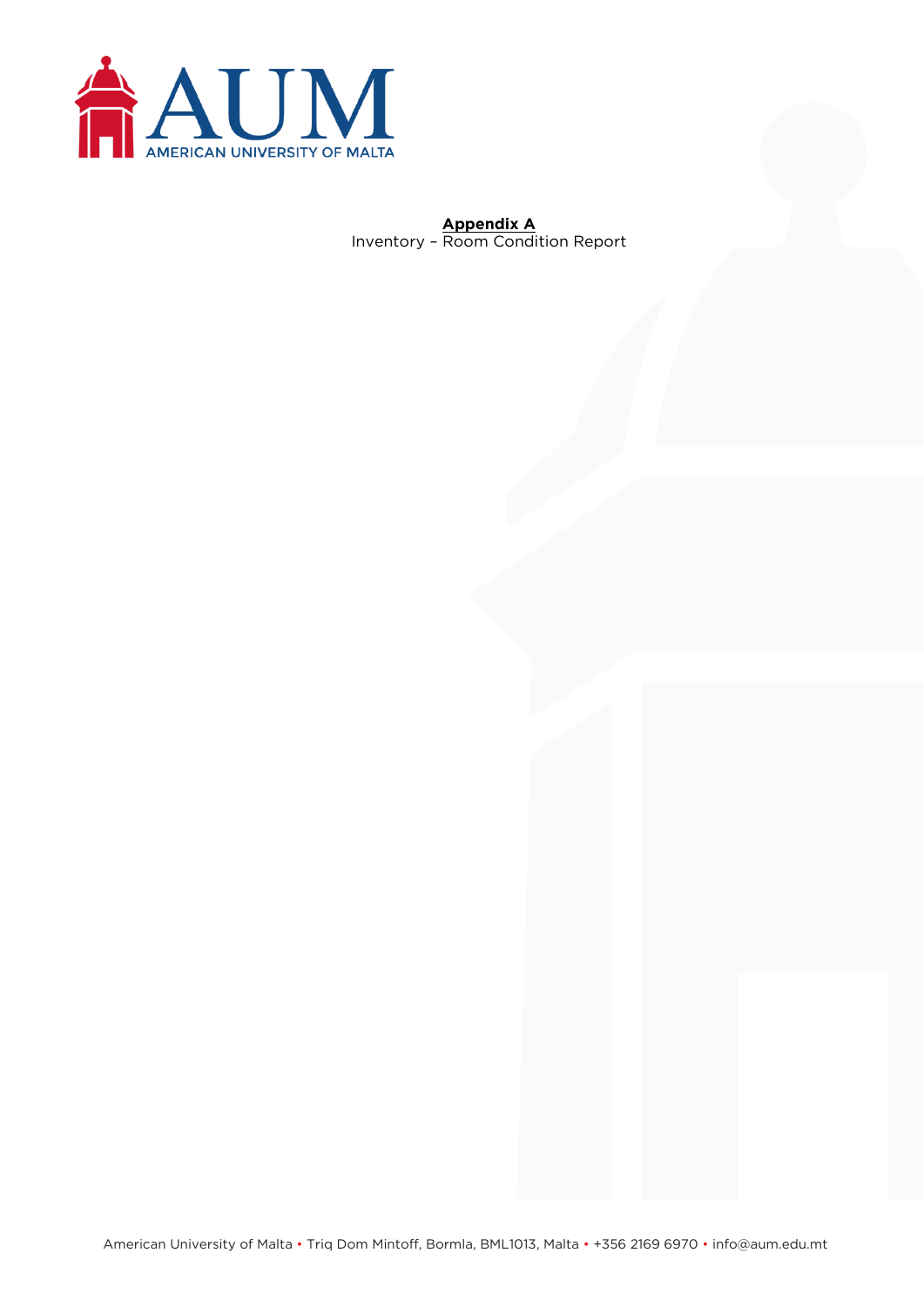**Appendix A**

Inventory – Room Condition Report